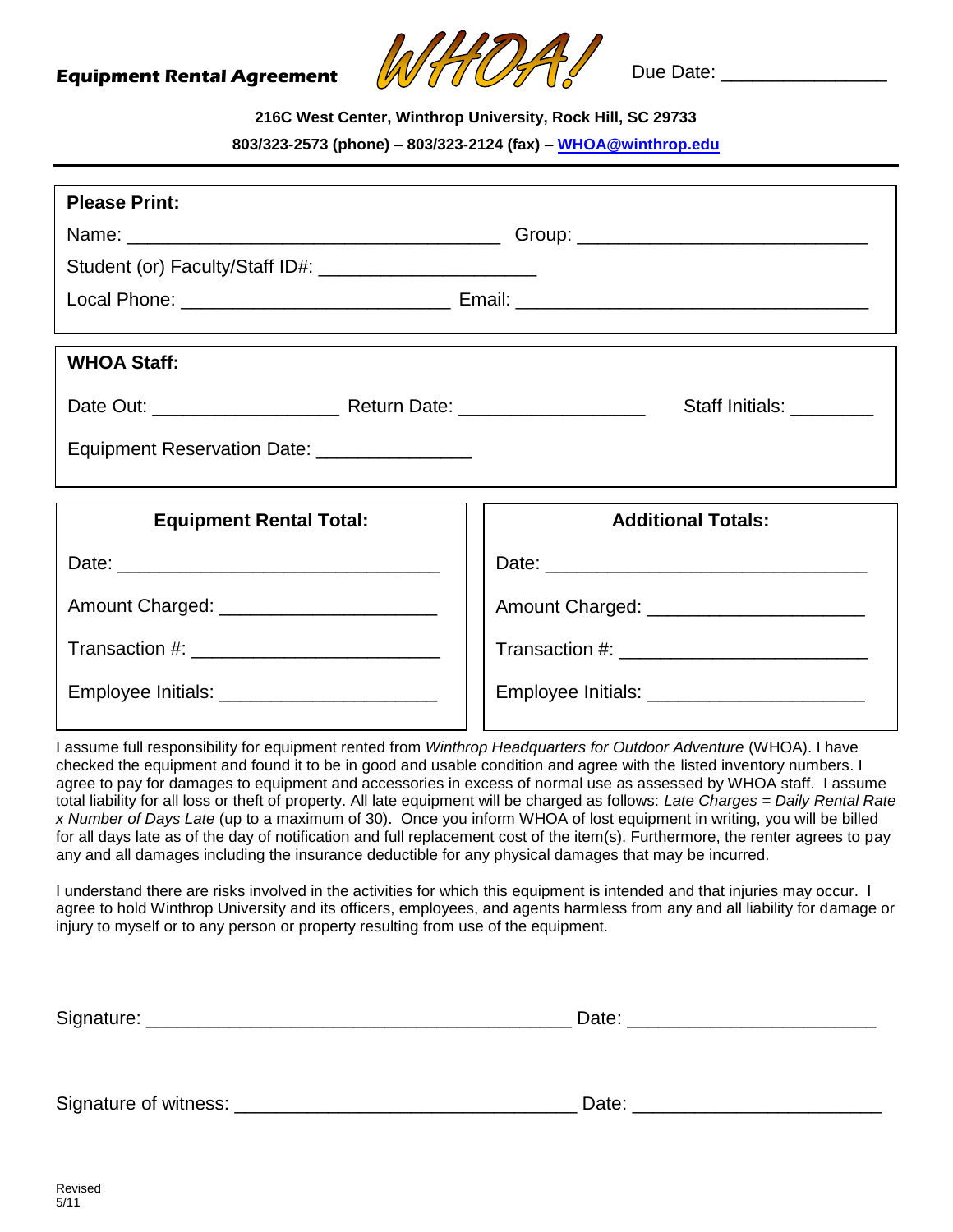**Equipment Rental Agreement** WHOA! Due Date: _______________

**216C West Center, Winthrop University, Rock Hill, SC 29733**

**803/323-2573 (phone) – 803/323-2124 (fax) – WHOA@winthrop.edu**

---

**Please Print:**

Name: ___________________________________ Group: ____________________________

Student (or) Faculty/Staff ID#: _____________________

Local Phone: _________________________ Email: _________________________________

**WHOA Staff:**

Date Out: _________________ Return Date: _________________ Staff Initials: ________

Equipment Reservation Date: ______________

| **Equipment Rental Total:** | **Additional Totals:** |
|---|---|
| Date: ______________________________ | Date: ______________________________ |
| Amount Charged: ____________________ | Amount Charged: ____________________ |
| Transaction #: ______________________ | Transaction #: ______________________ |
| Employee Initials: ____________________ | Employee Initials: ____________________ |

I assume full responsibility for equipment rented from *Winthrop Headquarters for Outdoor Adventure* (WHOA). I have checked the equipment and found it to be in good and usable condition and agree with the listed inventory numbers. I agree to pay for damages to equipment and accessories in excess of normal use as assessed by WHOA staff. I assume total liability for all loss or theft of property. All late equipment will be charged as follows: *Late Charges = Daily Rental Rate x Number of Days Late* (up to a maximum of 30). Once you inform WHOA of lost equipment in writing, you will be billed for all days late as of the day of notification and full replacement cost of the item(s). Furthermore, the renter agrees to pay any and all damages including the insurance deductible for any physical damages that may be incurred.

I understand there are risks involved in the activities for which this equipment is intended and that injuries may occur. I agree to hold Winthrop University and its officers, employees, and agents harmless from any and all liability for damage or injury to myself or to any person or property resulting from use of the equipment.

Signature: ________________________________________ Date: _______________________

Signature of witness: ________________________________ Date: _______________________

Revised
5/11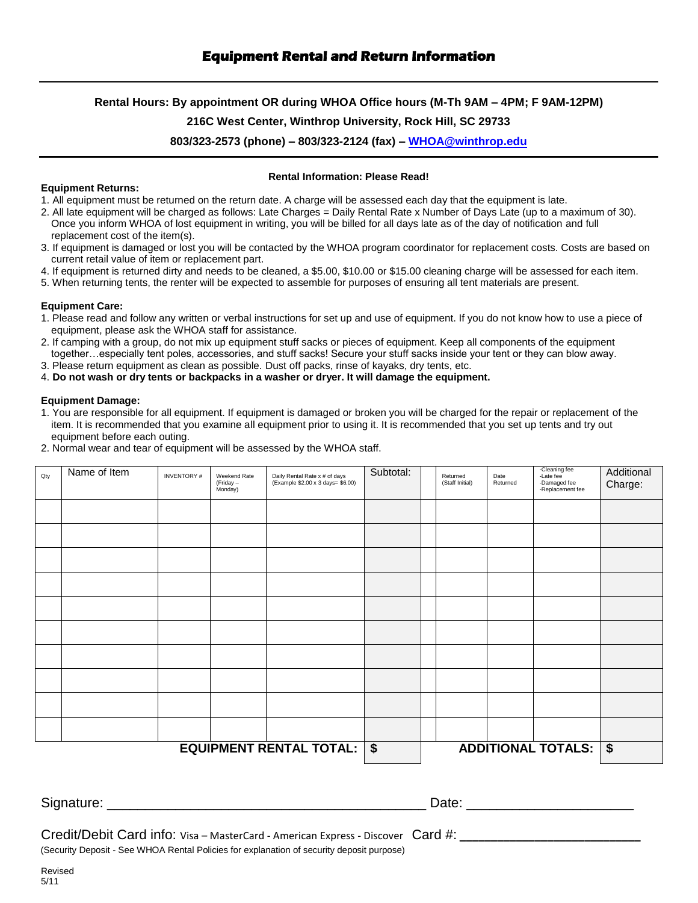## Equipment Rental and Return Information

**Rental Hours: By appointment OR during WHOA Office hours (M-Th 9AM – 4PM; F 9AM-12PM)**

**216C West Center, Winthrop University, Rock Hill, SC 29733**

**803/323-2573 (phone) – 803/323-2124 (fax) – WHOA@winthrop.edu**

**Rental Information: Please Read!**

**Equipment Returns:**

1. All equipment must be returned on the return date. A charge will be assessed each day that the equipment is late.
2. All late equipment will be charged as follows: Late Charges = Daily Rental Rate x Number of Days Late (up to a maximum of 30). Once you inform WHOA of lost equipment in writing, you will be billed for all days late as of the day of notification and full replacement cost of the item(s).
3. If equipment is damaged or lost you will be contacted by the WHOA program coordinator for replacement costs. Costs are based on current retail value of item or replacement part.
4. If equipment is returned dirty and needs to be cleaned, a $5.00, $10.00 or $15.00 cleaning charge will be assessed for each item.
5. When returning tents, the renter will be expected to assemble for purposes of ensuring all tent materials are present.

**Equipment Care:**

1. Please read and follow any written or verbal instructions for set up and use of equipment. If you do not know how to use a piece of equipment, please ask the WHOA staff for assistance.
2. If camping with a group, do not mix up equipment stuff sacks or pieces of equipment. Keep all components of the equipment together…especially tent poles, accessories, and stuff sacks! Secure your stuff sacks inside your tent or they can blow away.
3. Please return equipment as clean as possible. Dust off packs, rinse of kayaks, dry tents, etc.
4. **Do not wash or dry tents or backpacks in a washer or dryer. It will damage the equipment.**

**Equipment Damage:**

1. You are responsible for all equipment. If equipment is damaged or broken you will be charged for the repair or replacement of the item. It is recommended that you examine all equipment prior to using it. It is recommended that you set up tents and try out equipment before each outing.
2. Normal wear and tear of equipment will be assessed by the WHOA staff.

| Qty | Name of Item | INVENTORY # | Weekend Rate (Friday – Monday) | Daily Rental Rate x # of days (Example $2.00 x 3 days= $6.00) | Subtotal: | | Returned (Staff Initial) | Date Returned | -Cleaning fee -Late fee -Damaged fee -Replacement fee | Additional Charge: |
|---|---|---|---|---|---|---|---|---|---|---|
| | | | | | | | | | | |
| | | | | | | | | | | |
| | | | | | | | | | | |
| | | | | | | | | | | |
| | | | | | | | | | | |
| | | | | | | | | | | |
| | | | | | | | | | | |
| | | | | | | | | | | |
| | | | | | | | | | | |
| | | | | | | | | | | |
| | | | | **EQUIPMENT RENTAL TOTAL:** | **$** | | | | **ADDITIONAL TOTALS:** | **$** |

Signature: ___________________________________________ Date: ______________________

Credit/Debit Card info: Visa – MasterCard - American Express - Discover Card #: ________________________

(Security Deposit - See WHOA Rental Policies for explanation of security deposit purpose)

Revised 5/11